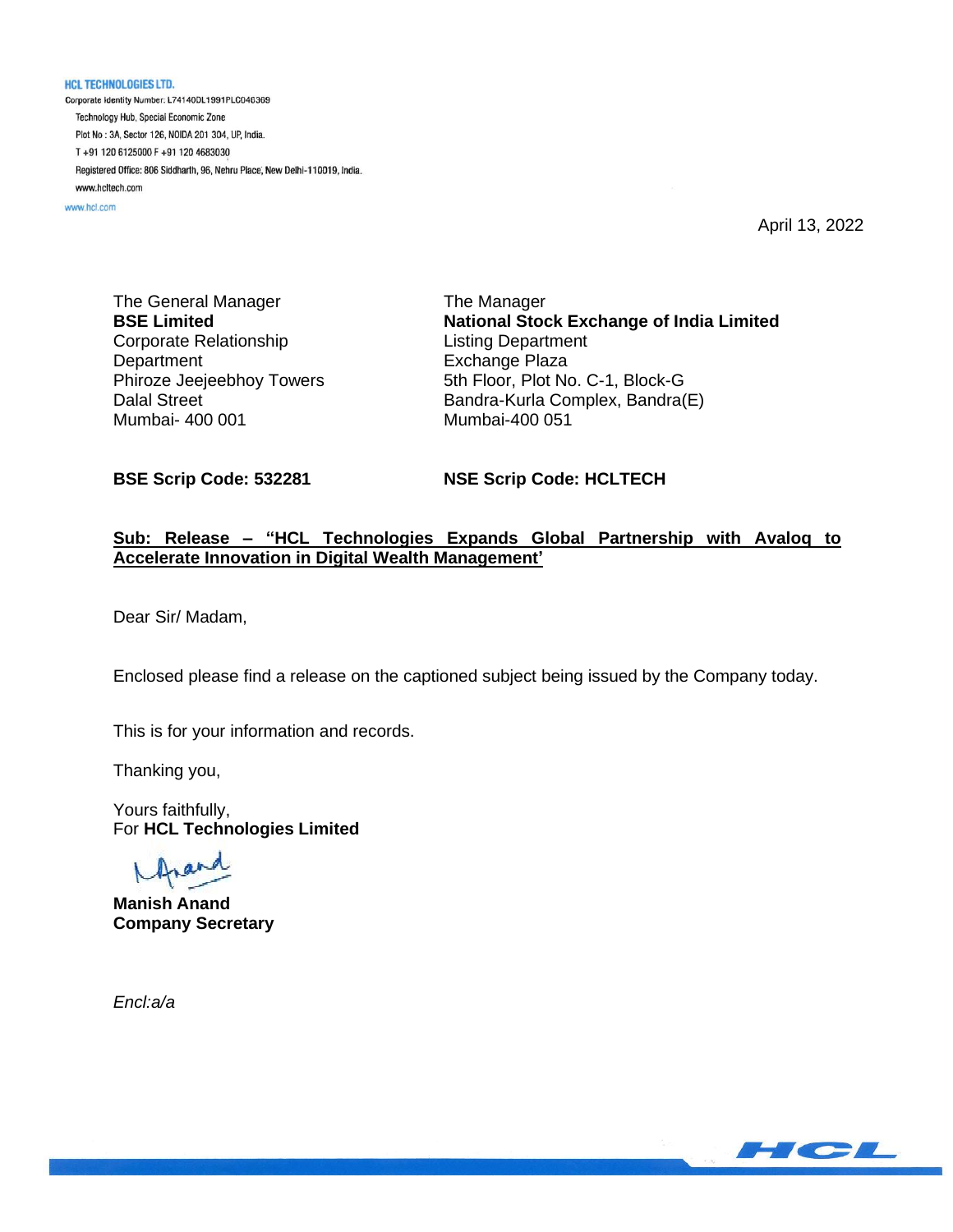**HCL TECHNOLOGIES LTD.**
Corporate Identity Number: L74140DL1991PLC046369
Technology Hub, Special Economic Zone
Plot No : 3A, Sector 126, NOIDA 201 304, UP, India.
T +91 120 6125000 F +91 120 4683030
Registered Office: 806 Siddharth, 96, Nehru Place, New Delhi-110019, India.
www.hcltech.com
www.hcl.com

April 13, 2022

The General Manager
**BSE Limited**
Corporate Relationship Department
Phiroze Jeejeebhoy Towers
Dalal Street
Mumbai- 400 001

The Manager
**National Stock Exchange of India Limited**
Listing Department
Exchange Plaza
5th Floor, Plot No. C-1, Block-G
Bandra-Kurla Complex, Bandra(E)
Mumbai-400 051

**BSE Scrip Code: 532281**

**NSE Scrip Code: HCLTECH**

**<u>Sub: Release – "HCL Technologies Expands Global Partnership with Avaloq to Accelerate Innovation in Digital Wealth Management'</u>**

Dear Sir/ Madam,

Enclosed please find a release on the captioned subject being issued by the Company today.

This is for your information and records.

Thanking you,

Yours faithfully,
For **HCL Technologies Limited**

**Manish Anand**
**Company Secretary**

*Encl:a/a*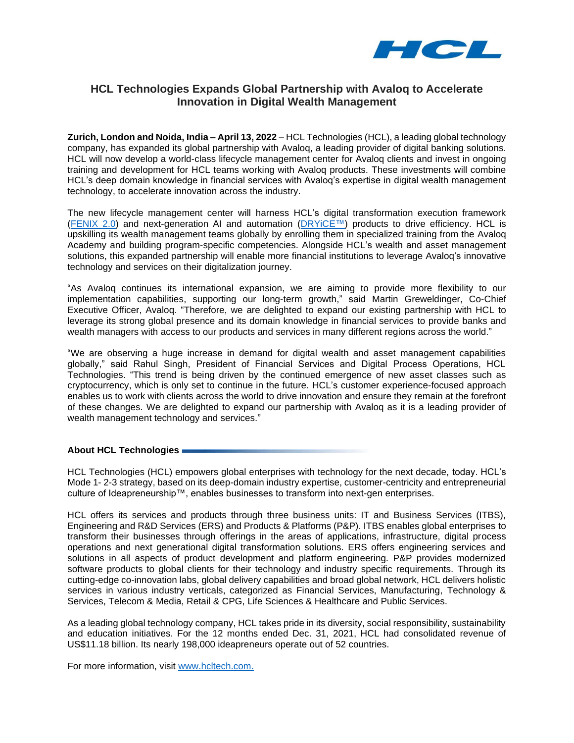# HCL Technologies Expands Global Partnership with Avaloq to Accelerate Innovation in Digital Wealth Management

**Zurich, London and Noida, India – April 13, 2022** – HCL Technologies (HCL), a leading global technology company, has expanded its global partnership with Avaloq, a leading provider of digital banking solutions. HCL will now develop a world-class lifecycle management center for Avaloq clients and invest in ongoing training and development for HCL teams working with Avaloq products. These investments will combine HCL's deep domain knowledge in financial services with Avaloq's expertise in digital wealth management technology, to accelerate innovation across the industry.

The new lifecycle management center will harness HCL's digital transformation execution framework (FENIX 2.0) and next-generation AI and automation (DRYiCE™) products to drive efficiency. HCL is upskilling its wealth management teams globally by enrolling them in specialized training from the Avaloq Academy and building program-specific competencies. Alongside HCL's wealth and asset management solutions, this expanded partnership will enable more financial institutions to leverage Avaloq's innovative technology and services on their digitalization journey.

"As Avaloq continues its international expansion, we are aiming to provide more flexibility to our implementation capabilities, supporting our long-term growth," said Martin Greweldinger, Co-Chief Executive Officer, Avaloq. "Therefore, we are delighted to expand our existing partnership with HCL to leverage its strong global presence and its domain knowledge in financial services to provide banks and wealth managers with access to our products and services in many different regions across the world."

"We are observing a huge increase in demand for digital wealth and asset management capabilities globally," said Rahul Singh, President of Financial Services and Digital Process Operations, HCL Technologies. "This trend is being driven by the continued emergence of new asset classes such as cryptocurrency, which is only set to continue in the future. HCL's customer experience-focused approach enables us to work with clients across the world to drive innovation and ensure they remain at the forefront of these changes. We are delighted to expand our partnership with Avaloq as it is a leading provider of wealth management technology and services."

## About HCL Technologies

HCL Technologies (HCL) empowers global enterprises with technology for the next decade, today. HCL's Mode 1- 2-3 strategy, based on its deep-domain industry expertise, customer-centricity and entrepreneurial culture of Ideapreneurship™, enables businesses to transform into next-gen enterprises.

HCL offers its services and products through three business units: IT and Business Services (ITBS), Engineering and R&D Services (ERS) and Products & Platforms (P&P). ITBS enables global enterprises to transform their businesses through offerings in the areas of applications, infrastructure, digital process operations and next generational digital transformation solutions. ERS offers engineering services and solutions in all aspects of product development and platform engineering. P&P provides modernized software products to global clients for their technology and industry specific requirements. Through its cutting-edge co-innovation labs, global delivery capabilities and broad global network, HCL delivers holistic services in various industry verticals, categorized as Financial Services, Manufacturing, Technology & Services, Telecom & Media, Retail & CPG, Life Sciences & Healthcare and Public Services.

As a leading global technology company, HCL takes pride in its diversity, social responsibility, sustainability and education initiatives. For the 12 months ended Dec. 31, 2021, HCL had consolidated revenue of US$11.18 billion. Its nearly 198,000 ideapreneurs operate out of 52 countries.

For more information, visit www.hcltech.com.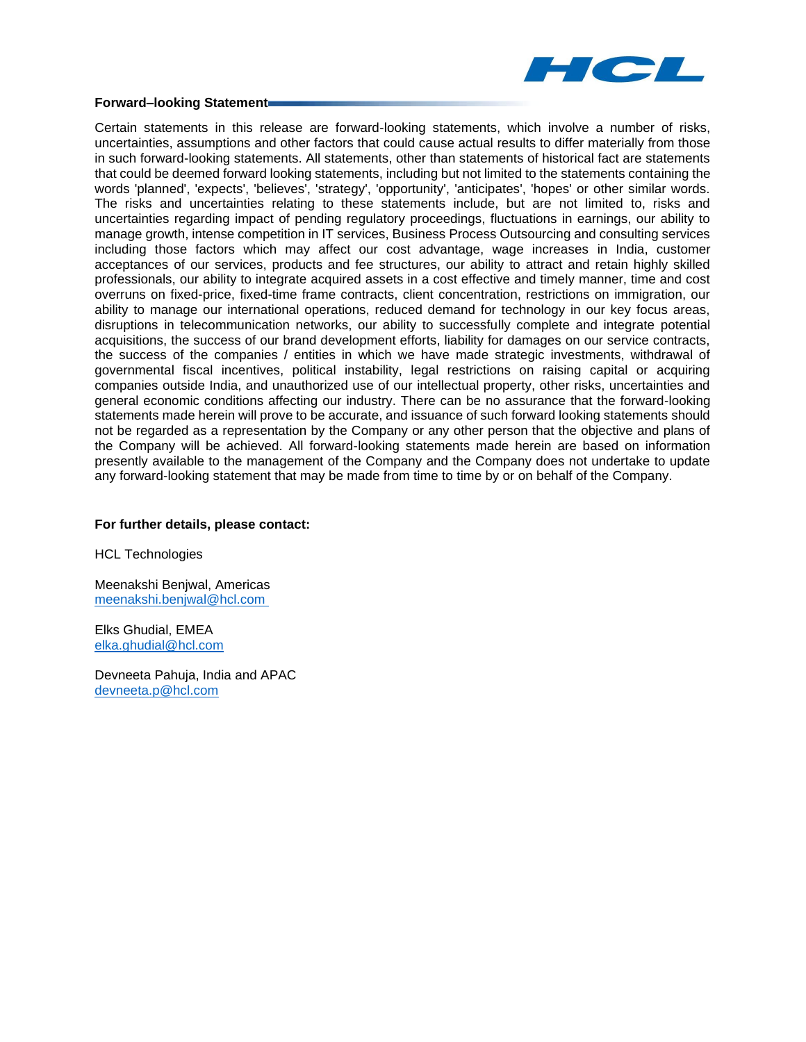**Forward–looking Statement**

Certain statements in this release are forward-looking statements, which involve a number of risks, uncertainties, assumptions and other factors that could cause actual results to differ materially from those in such forward-looking statements. All statements, other than statements of historical fact are statements that could be deemed forward looking statements, including but not limited to the statements containing the words 'planned', 'expects', 'believes', 'strategy', 'opportunity', 'anticipates', 'hopes' or other similar words. The risks and uncertainties relating to these statements include, but are not limited to, risks and uncertainties regarding impact of pending regulatory proceedings, fluctuations in earnings, our ability to manage growth, intense competition in IT services, Business Process Outsourcing and consulting services including those factors which may affect our cost advantage, wage increases in India, customer acceptances of our services, products and fee structures, our ability to attract and retain highly skilled professionals, our ability to integrate acquired assets in a cost effective and timely manner, time and cost overruns on fixed-price, fixed-time frame contracts, client concentration, restrictions on immigration, our ability to manage our international operations, reduced demand for technology in our key focus areas, disruptions in telecommunication networks, our ability to successfully complete and integrate potential acquisitions, the success of our brand development efforts, liability for damages on our service contracts, the success of the companies / entities in which we have made strategic investments, withdrawal of governmental fiscal incentives, political instability, legal restrictions on raising capital or acquiring companies outside India, and unauthorized use of our intellectual property, other risks, uncertainties and general economic conditions affecting our industry. There can be no assurance that the forward-looking statements made herein will prove to be accurate, and issuance of such forward looking statements should not be regarded as a representation by the Company or any other person that the objective and plans of the Company will be achieved. All forward-looking statements made herein are based on information presently available to the management of the Company and the Company does not undertake to update any forward-looking statement that may be made from time to time by or on behalf of the Company.

**For further details, please contact:**

HCL Technologies

Meenakshi Benjwal, Americas
meenakshi.benjwal@hcl.com

Elks Ghudial, EMEA
elka.ghudial@hcl.com

Devneeta Pahuja, India and APAC
devneeta.p@hcl.com